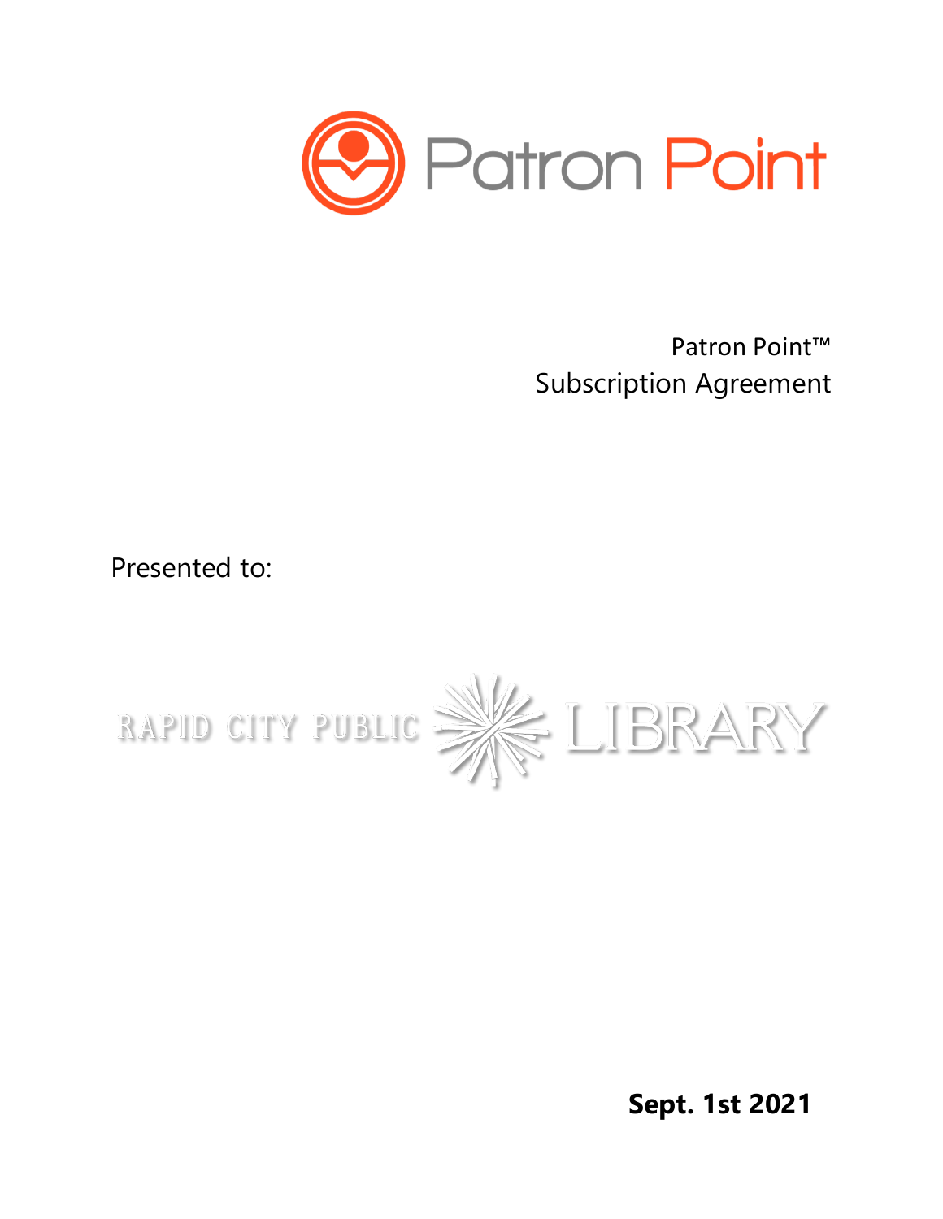Patron Point

Patron Point™
Subscription Agreement

Presented to:

RAPID CITY PUBLIC LIBRARY

**Sept. 1st 2021**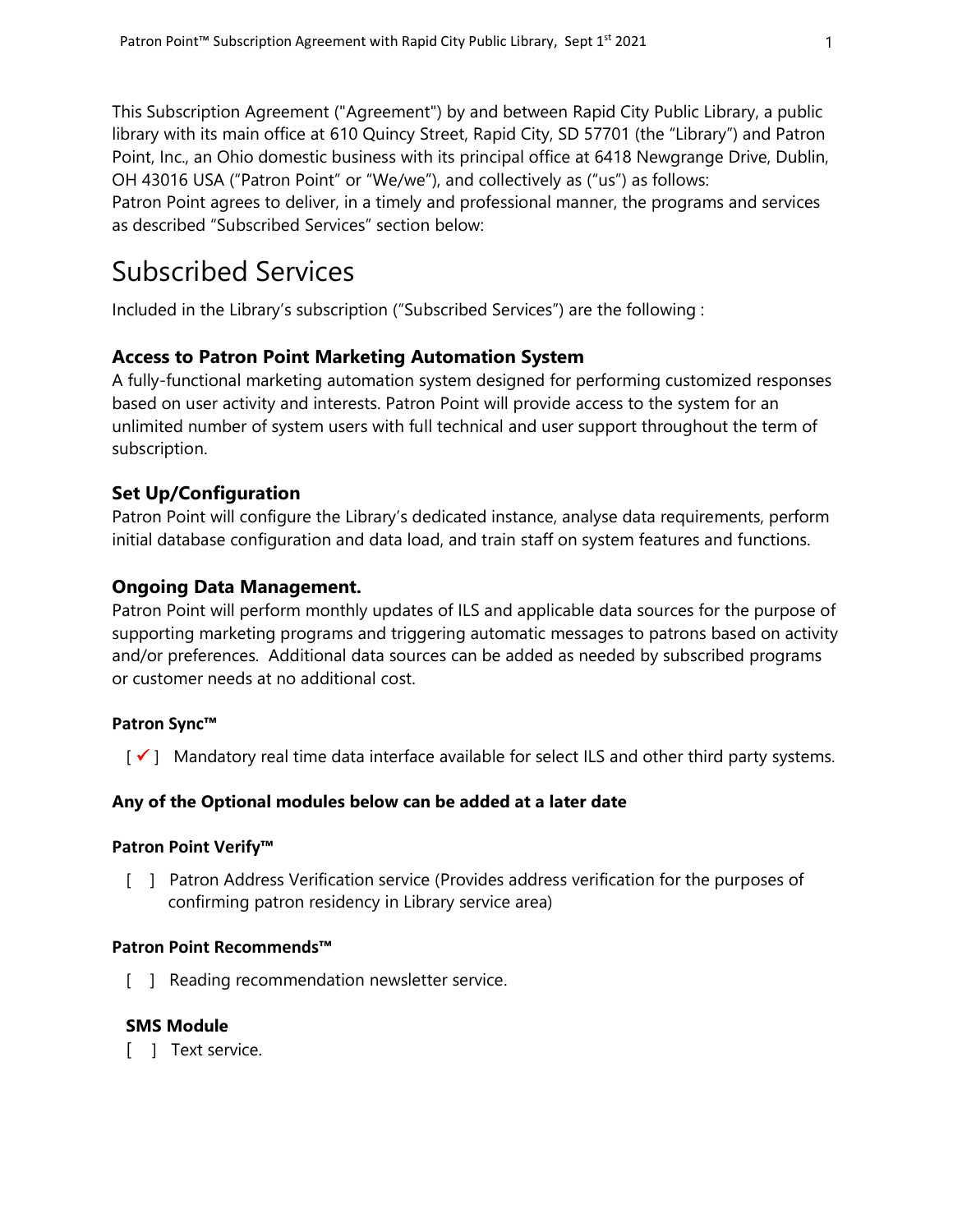This Subscription Agreement ("Agreement") by and between Rapid City Public Library, a public library with its main office at 610 Quincy Street, Rapid City, SD 57701 (the "Library") and Patron Point, Inc., an Ohio domestic business with its principal office at 6418 Newgrange Drive, Dublin, OH 43016 USA ("Patron Point" or "We/we"), and collectively as ("us") as follows:
Patron Point agrees to deliver, in a timely and professional manner, the programs and services as described "Subscribed Services" section below:

# Subscribed Services

Included in the Library's subscription ("Subscribed Services") are the following :

### Access to Patron Point Marketing Automation System

A fully-functional marketing automation system designed for performing customized responses based on user activity and interests. Patron Point will provide access to the system for an unlimited number of system users with full technical and user support throughout the term of subscription.

### Set Up/Configuration

Patron Point will configure the Library's dedicated instance, analyse data requirements, perform initial database configuration and data load, and train staff on system features and functions.

### Ongoing Data Management.

Patron Point will perform monthly updates of ILS and applicable data sources for the purpose of supporting marketing programs and triggering automatic messages to patrons based on activity and/or preferences. Additional data sources can be added as needed by subscribed programs or customer needs at no additional cost.

#### Patron Sync™

[ ✓ ] Mandatory real time data interface available for select ILS and other third party systems.

#### Any of the Optional modules below can be added at a later date

#### Patron Point Verify™

[ ] Patron Address Verification service (Provides address verification for the purposes of confirming patron residency in Library service area)

#### Patron Point Recommends™

[ ] Reading recommendation newsletter service.

#### SMS Module

[ ] Text service.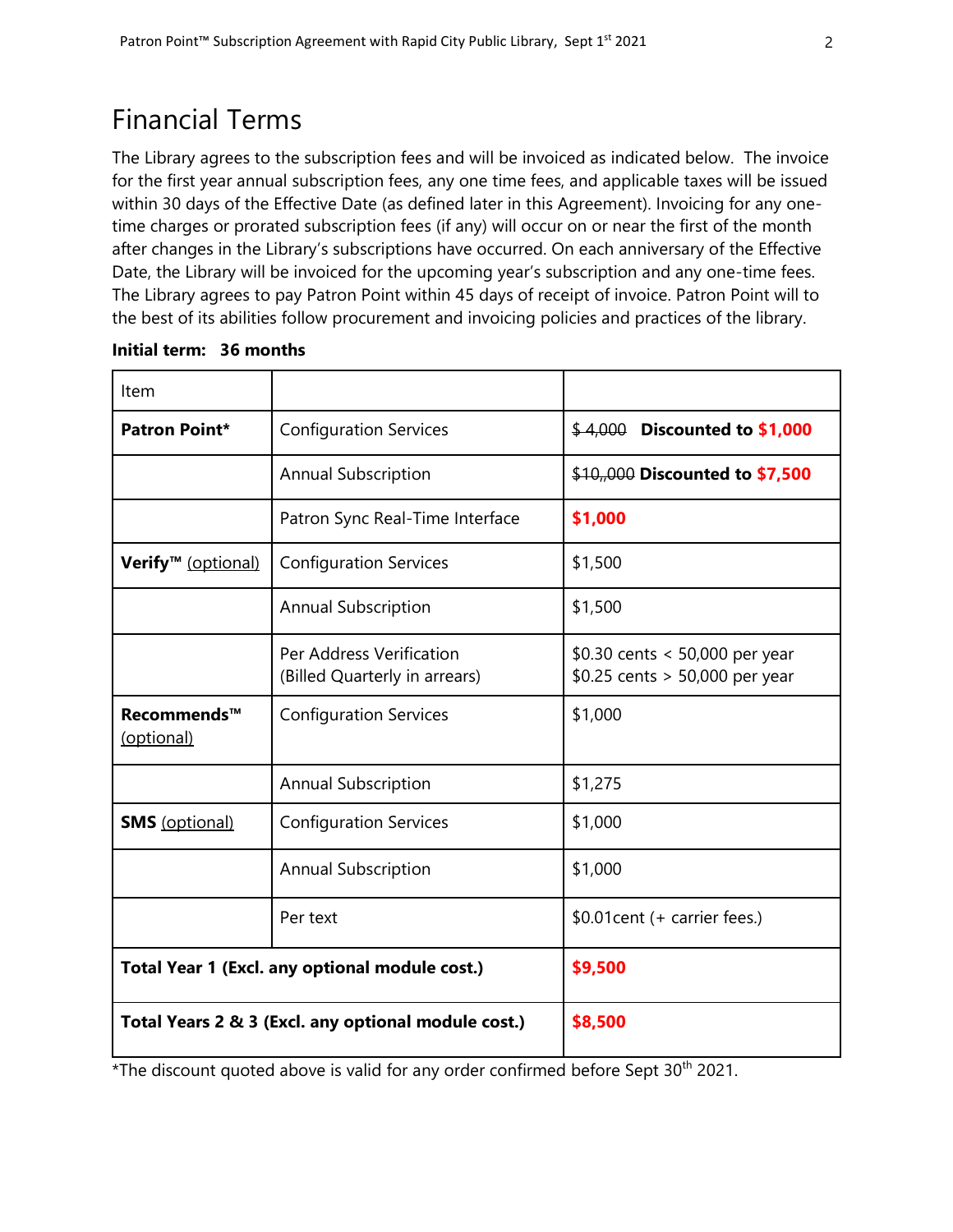## Financial Terms

The Library agrees to the subscription fees and will be invoiced as indicated below. The invoice for the first year annual subscription fees, any one time fees, and applicable taxes will be issued within 30 days of the Effective Date (as defined later in this Agreement). Invoicing for any one-time charges or prorated subscription fees (if any) will occur on or near the first of the month after changes in the Library's subscriptions have occurred. On each anniversary of the Effective Date, the Library will be invoiced for the upcoming year's subscription and any one-time fees. The Library agrees to pay Patron Point within 45 days of receipt of invoice. Patron Point will to the best of its abilities follow procurement and invoicing policies and practices of the library.

**Initial term: 36 months**

| Item | | |
|---|---|---|
| **Patron Point*** | Configuration Services | ~~$ 4,000~~ **Discounted to $1,000** |
| | Annual Subscription | ~~$10,,000~~ **Discounted to $7,500** |
| | Patron Sync Real-Time Interface | **$1,000** |
| **Verify™** (optional) | Configuration Services | $1,500 |
| | Annual Subscription | $1,500 |
| | Per Address Verification (Billed Quarterly in arrears) | $0.30 cents < 50,000 per year<br>$0.25 cents > 50,000 per year |
| **Recommends™** (optional) | Configuration Services | $1,000 |
| | Annual Subscription | $1,275 |
| **SMS** (optional) | Configuration Services | $1,000 |
| | Annual Subscription | $1,000 |
| | Per text | $0.01cent (+ carrier fees.) |
| **Total Year 1 (Excl. any optional module cost.)** | | **$9,500** |
| **Total Years 2 & 3 (Excl. any optional module cost.)** | | **$8,500** |

*The discount quoted above is valid for any order confirmed before Sept 30th 2021.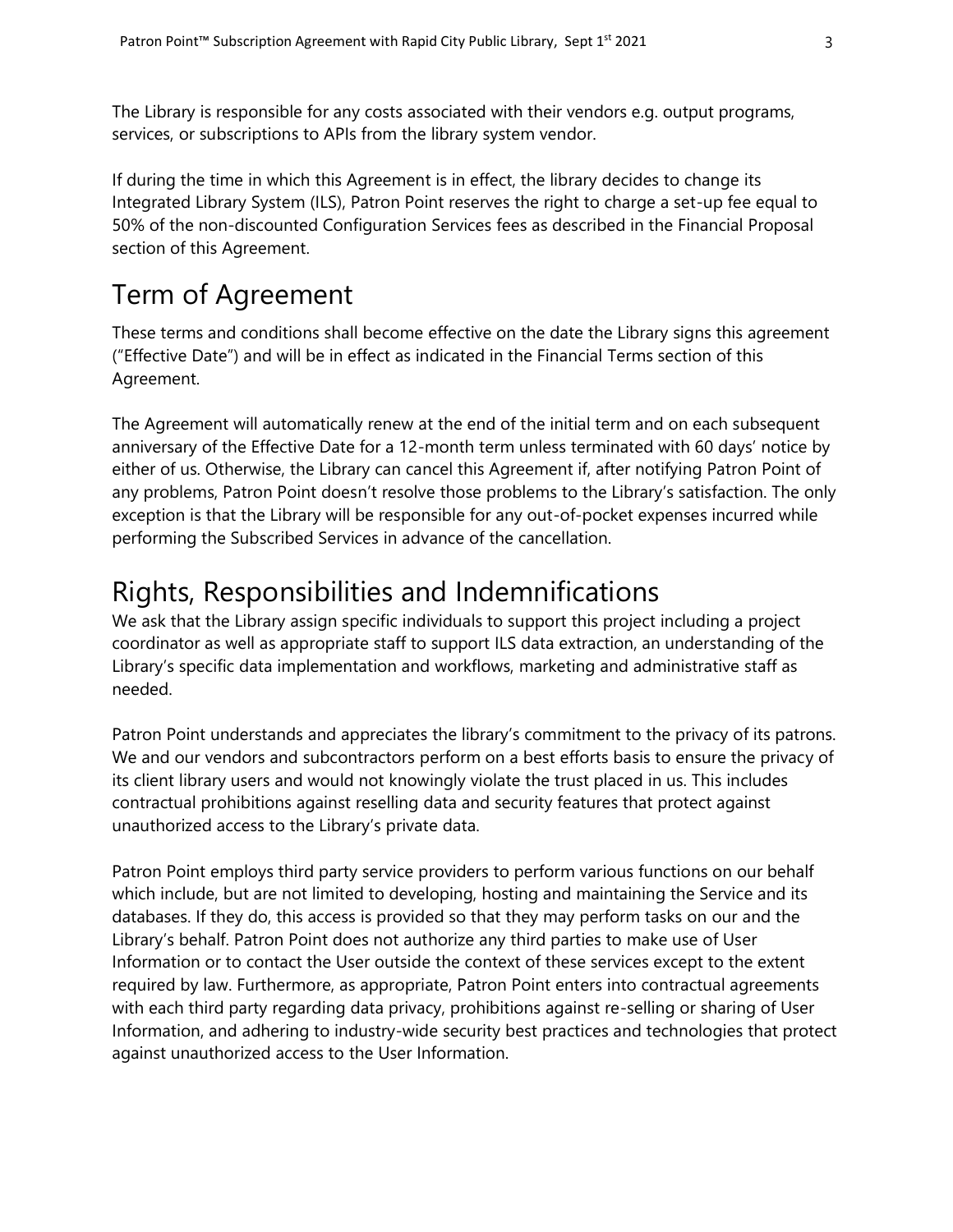The Library is responsible for any costs associated with their vendors e.g. output programs, services, or subscriptions to APIs from the library system vendor.

If during the time in which this Agreement is in effect, the library decides to change its Integrated Library System (ILS), Patron Point reserves the right to charge a set-up fee equal to 50% of the non-discounted Configuration Services fees as described in the Financial Proposal section of this Agreement.

# Term of Agreement

These terms and conditions shall become effective on the date the Library signs this agreement ("Effective Date") and will be in effect as indicated in the Financial Terms section of this Agreement.

The Agreement will automatically renew at the end of the initial term and on each subsequent anniversary of the Effective Date for a 12-month term unless terminated with 60 days' notice by either of us. Otherwise, the Library can cancel this Agreement if, after notifying Patron Point of any problems, Patron Point doesn't resolve those problems to the Library's satisfaction. The only exception is that the Library will be responsible for any out-of-pocket expenses incurred while performing the Subscribed Services in advance of the cancellation.

# Rights, Responsibilities and Indemnifications

We ask that the Library assign specific individuals to support this project including a project coordinator as well as appropriate staff to support ILS data extraction, an understanding of the Library's specific data implementation and workflows, marketing and administrative staff as needed.

Patron Point understands and appreciates the library's commitment to the privacy of its patrons. We and our vendors and subcontractors perform on a best efforts basis to ensure the privacy of its client library users and would not knowingly violate the trust placed in us. This includes contractual prohibitions against reselling data and security features that protect against unauthorized access to the Library's private data.

Patron Point employs third party service providers to perform various functions on our behalf which include, but are not limited to developing, hosting and maintaining the Service and its databases. If they do, this access is provided so that they may perform tasks on our and the Library's behalf. Patron Point does not authorize any third parties to make use of User Information or to contact the User outside the context of these services except to the extent required by law. Furthermore, as appropriate, Patron Point enters into contractual agreements with each third party regarding data privacy, prohibitions against re-selling or sharing of User Information, and adhering to industry-wide security best practices and technologies that protect against unauthorized access to the User Information.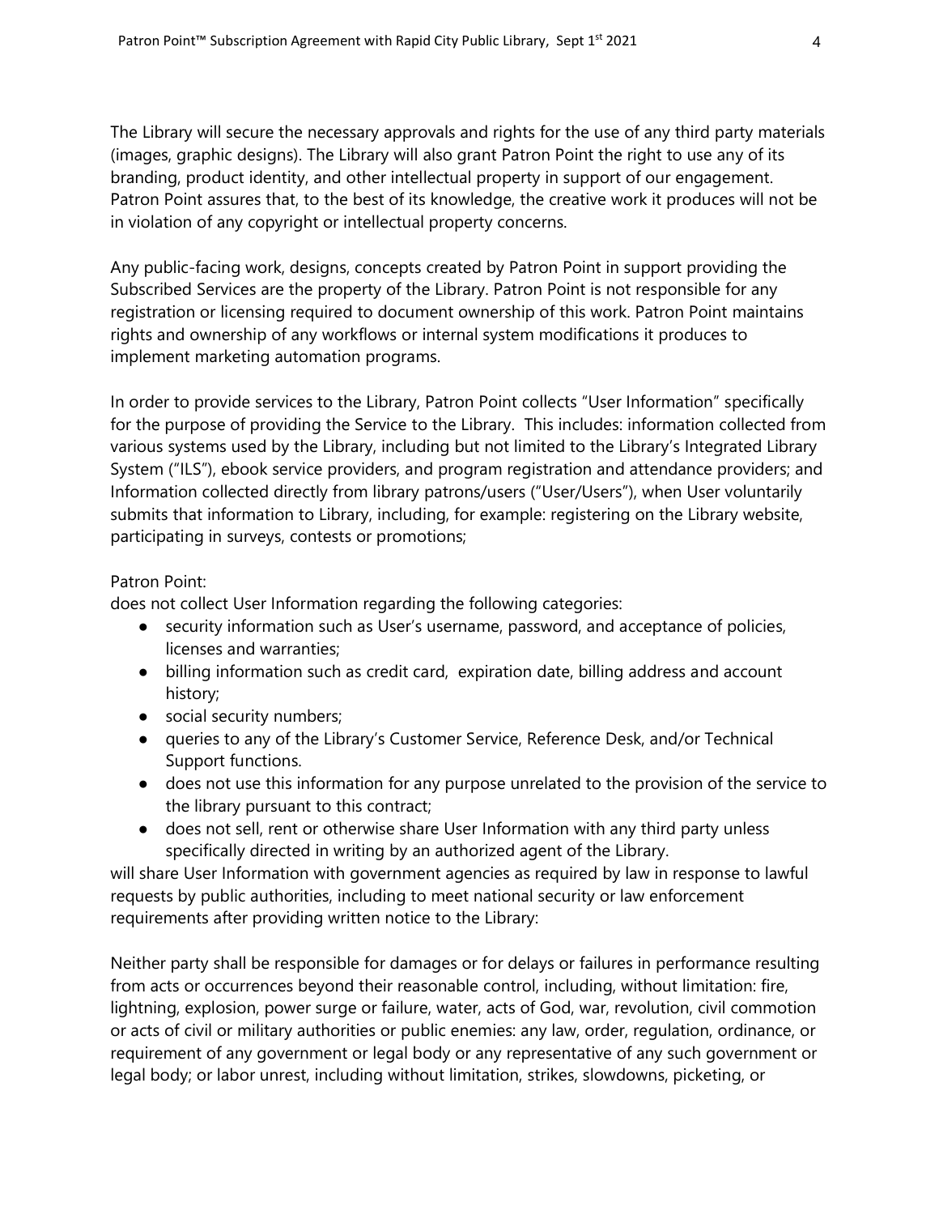The Library will secure the necessary approvals and rights for the use of any third party materials (images, graphic designs). The Library will also grant Patron Point the right to use any of its branding, product identity, and other intellectual property in support of our engagement. Patron Point assures that, to the best of its knowledge, the creative work it produces will not be in violation of any copyright or intellectual property concerns.

Any public-facing work, designs, concepts created by Patron Point in support providing the Subscribed Services are the property of the Library. Patron Point is not responsible for any registration or licensing required to document ownership of this work. Patron Point maintains rights and ownership of any workflows or internal system modifications it produces to implement marketing automation programs.

In order to provide services to the Library, Patron Point collects "User Information" specifically for the purpose of providing the Service to the Library. This includes: information collected from various systems used by the Library, including but not limited to the Library's Integrated Library System ("ILS"), ebook service providers, and program registration and attendance providers; and Information collected directly from library patrons/users ("User/Users"), when User voluntarily submits that information to Library, including, for example: registering on the Library website, participating in surveys, contests or promotions;

Patron Point:
does not collect User Information regarding the following categories:

- security information such as User's username, password, and acceptance of policies, licenses and warranties;
- billing information such as credit card, expiration date, billing address and account history;
- social security numbers;
- queries to any of the Library's Customer Service, Reference Desk, and/or Technical Support functions.
- does not use this information for any purpose unrelated to the provision of the service to the library pursuant to this contract;
- does not sell, rent or otherwise share User Information with any third party unless specifically directed in writing by an authorized agent of the Library.

will share User Information with government agencies as required by law in response to lawful requests by public authorities, including to meet national security or law enforcement requirements after providing written notice to the Library:

Neither party shall be responsible for damages or for delays or failures in performance resulting from acts or occurrences beyond their reasonable control, including, without limitation: fire, lightning, explosion, power surge or failure, water, acts of God, war, revolution, civil commotion or acts of civil or military authorities or public enemies: any law, order, regulation, ordinance, or requirement of any government or legal body or any representative of any such government or legal body; or labor unrest, including without limitation, strikes, slowdowns, picketing, or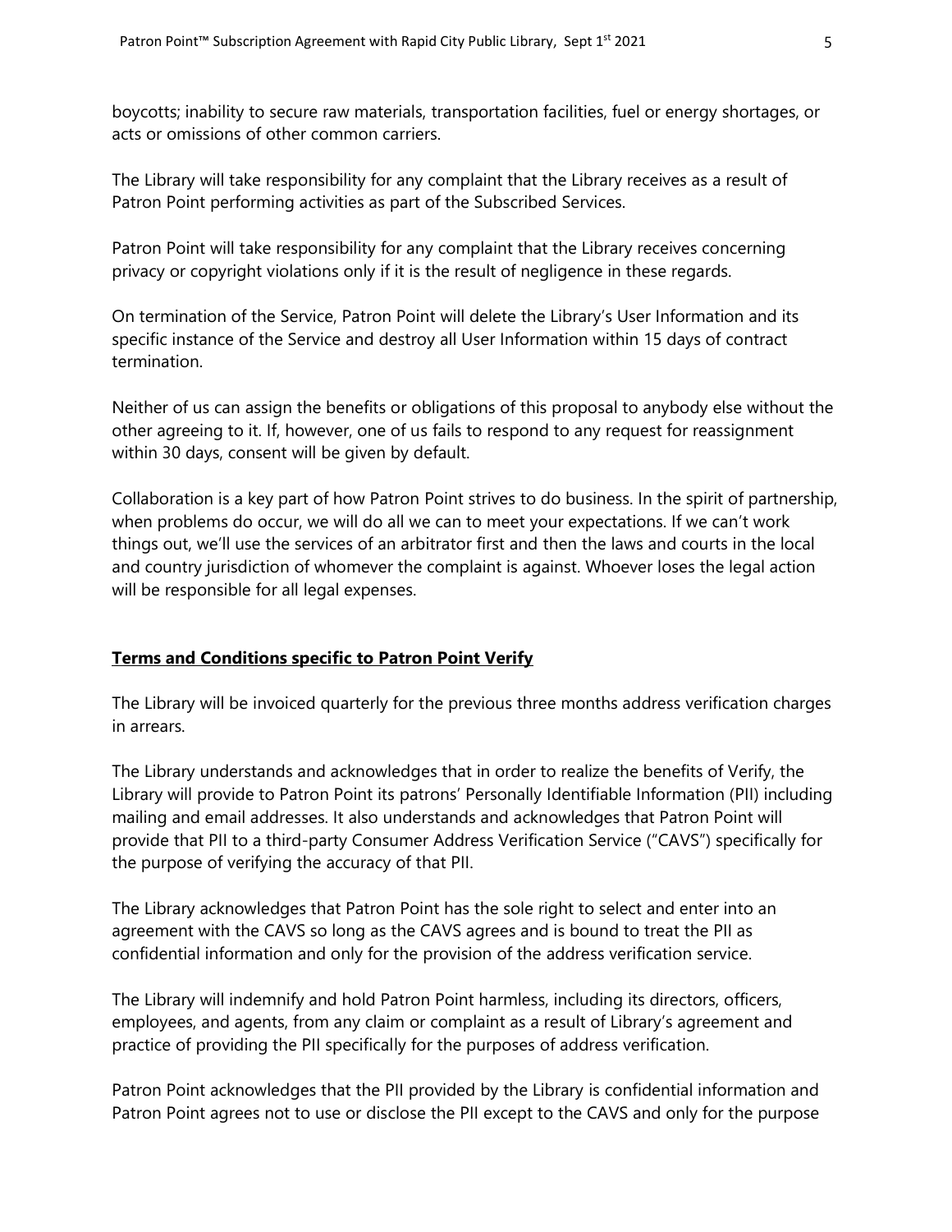boycotts; inability to secure raw materials, transportation facilities, fuel or energy shortages, or acts or omissions of other common carriers.

The Library will take responsibility for any complaint that the Library receives as a result of Patron Point performing activities as part of the Subscribed Services.

Patron Point will take responsibility for any complaint that the Library receives concerning privacy or copyright violations only if it is the result of negligence in these regards.

On termination of the Service, Patron Point will delete the Library's User Information and its specific instance of the Service and destroy all User Information within 15 days of contract termination.

Neither of us can assign the benefits or obligations of this proposal to anybody else without the other agreeing to it. If, however, one of us fails to respond to any request for reassignment within 30 days, consent will be given by default.

Collaboration is a key part of how Patron Point strives to do business. In the spirit of partnership, when problems do occur, we will do all we can to meet your expectations. If we can't work things out, we'll use the services of an arbitrator first and then the laws and courts in the local and country jurisdiction of whomever the complaint is against. Whoever loses the legal action will be responsible for all legal expenses.

**Terms and Conditions specific to Patron Point Verify**

The Library will be invoiced quarterly for the previous three months address verification charges in arrears.

The Library understands and acknowledges that in order to realize the benefits of Verify, the Library will provide to Patron Point its patrons' Personally Identifiable Information (PII) including mailing and email addresses. It also understands and acknowledges that Patron Point will provide that PII to a third-party Consumer Address Verification Service ("CAVS") specifically for the purpose of verifying the accuracy of that PII.

The Library acknowledges that Patron Point has the sole right to select and enter into an agreement with the CAVS so long as the CAVS agrees and is bound to treat the PII as confidential information and only for the provision of the address verification service.

The Library will indemnify and hold Patron Point harmless, including its directors, officers, employees, and agents, from any claim or complaint as a result of Library's agreement and practice of providing the PII specifically for the purposes of address verification.

Patron Point acknowledges that the PII provided by the Library is confidential information and Patron Point agrees not to use or disclose the PII except to the CAVS and only for the purpose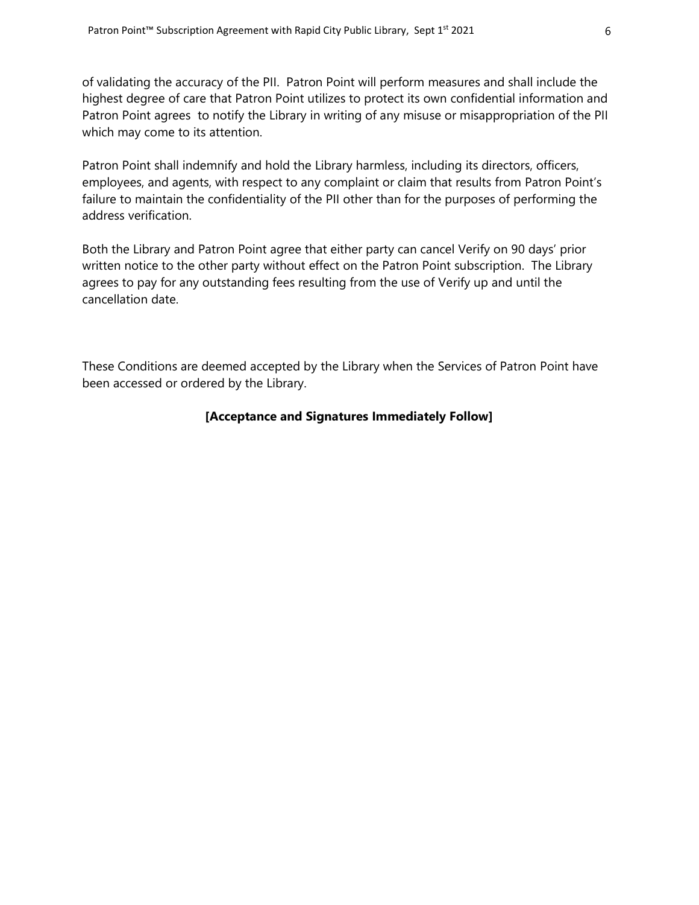of validating the accuracy of the PII. Patron Point will perform measures and shall include the highest degree of care that Patron Point utilizes to protect its own confidential information and Patron Point agrees to notify the Library in writing of any misuse or misappropriation of the PII which may come to its attention.

Patron Point shall indemnify and hold the Library harmless, including its directors, officers, employees, and agents, with respect to any complaint or claim that results from Patron Point's failure to maintain the confidentiality of the PII other than for the purposes of performing the address verification.

Both the Library and Patron Point agree that either party can cancel Verify on 90 days' prior written notice to the other party without effect on the Patron Point subscription. The Library agrees to pay for any outstanding fees resulting from the use of Verify up and until the cancellation date.

These Conditions are deemed accepted by the Library when the Services of Patron Point have been accessed or ordered by the Library.

**[Acceptance and Signatures Immediately Follow]**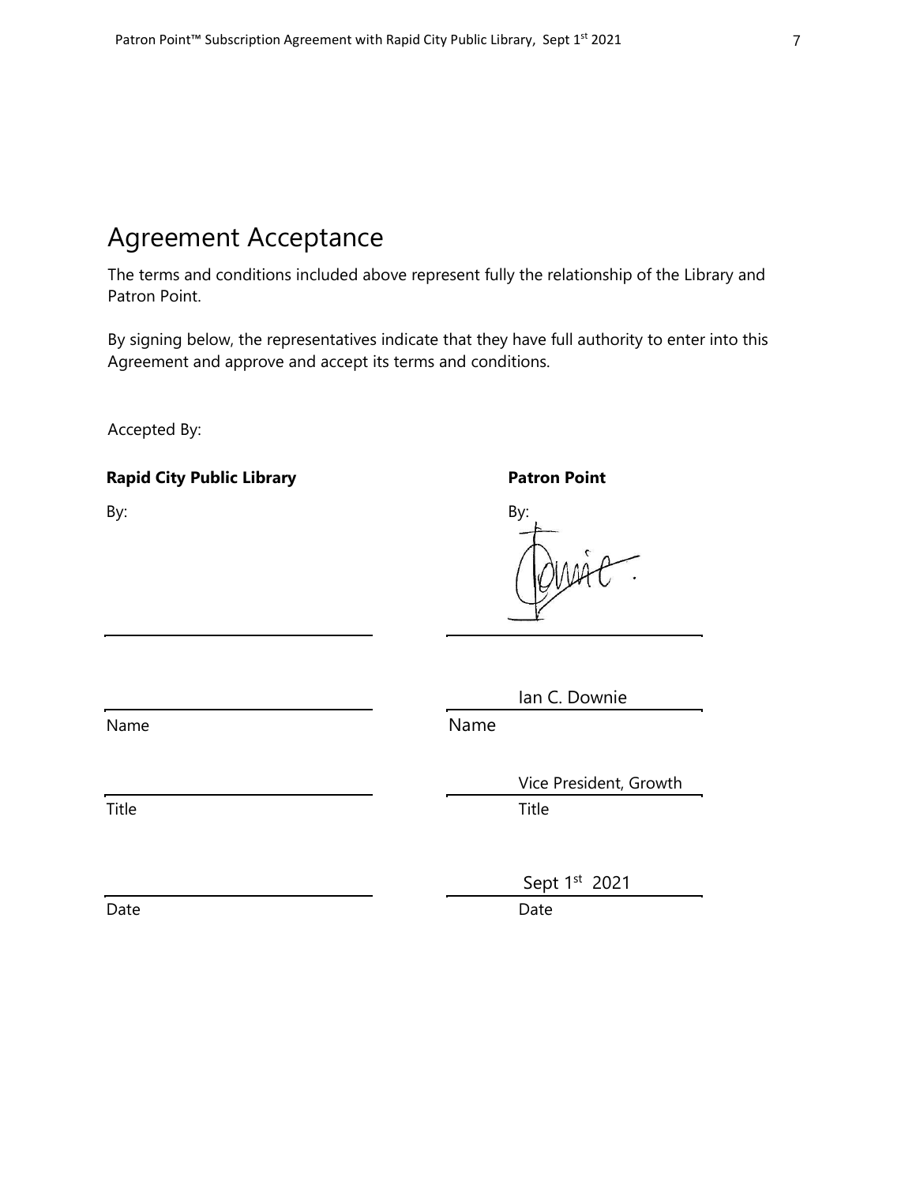# Agreement Acceptance

The terms and conditions included above represent fully the relationship of the Library and Patron Point.

By signing below, the representatives indicate that they have full authority to enter into this Agreement and approve and accept its terms and conditions.

Accepted By:

| **Rapid City Public Library** | **Patron Point** |
| --- | --- |
| By: | By: |
| Name | Ian C. Downie<br>Name |
| Title | Vice President, Growth<br>Title |
| Date | Sept 1st 2021<br>Date |